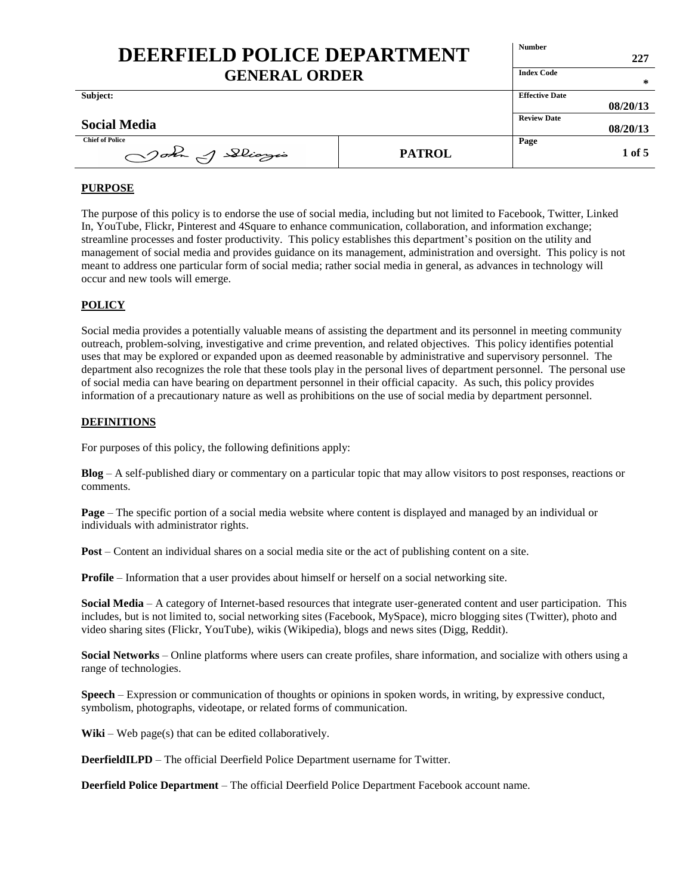# DEERFIELD POLICE DEPARTMENT
## GENERAL ORDER

| Subject: | | Number: 227 |
|---|---|---|
| | | Index Code: * |
| **Social Media** | | Effective Date: 08/20/13 |
| | | Review Date: 08/20/13 |
| Chief of Police: John J. Sliozis | **PATROL** | |

## PURPOSE

The purpose of this policy is to endorse the use of social media, including but not limited to Facebook, Twitter, Linked In, YouTube, Flickr, Pinterest and 4Square to enhance communication, collaboration, and information exchange; streamline processes and foster productivity. This policy establishes this department's position on the utility and management of social media and provides guidance on its management, administration and oversight. This policy is not meant to address one particular form of social media; rather social media in general, as advances in technology will occur and new tools will emerge.

## POLICY

Social media provides a potentially valuable means of assisting the department and its personnel in meeting community outreach, problem-solving, investigative and crime prevention, and related objectives. This policy identifies potential uses that may be explored or expanded upon as deemed reasonable by administrative and supervisory personnel. The department also recognizes the role that these tools play in the personal lives of department personnel. The personal use of social media can have bearing on department personnel in their official capacity. As such, this policy provides information of a precautionary nature as well as prohibitions on the use of social media by department personnel.

## DEFINITIONS

For purposes of this policy, the following definitions apply:

**Blog** – A self-published diary or commentary on a particular topic that may allow visitors to post responses, reactions or comments.

**Page** – The specific portion of a social media website where content is displayed and managed by an individual or individuals with administrator rights.

**Post** – Content an individual shares on a social media site or the act of publishing content on a site.

**Profile** – Information that a user provides about himself or herself on a social networking site.

**Social Media** – A category of Internet-based resources that integrate user-generated content and user participation. This includes, but is not limited to, social networking sites (Facebook, MySpace), micro blogging sites (Twitter), photo and video sharing sites (Flickr, YouTube), wikis (Wikipedia), blogs and news sites (Digg, Reddit).

**Social Networks** – Online platforms where users can create profiles, share information, and socialize with others using a range of technologies.

**Speech** – Expression or communication of thoughts or opinions in spoken words, in writing, by expressive conduct, symbolism, photographs, videotape, or related forms of communication.

**Wiki** – Web page(s) that can be edited collaboratively.

**DeerfieldILPD** – The official Deerfield Police Department username for Twitter.

**Deerfield Police Department** – The official Deerfield Police Department Facebook account name.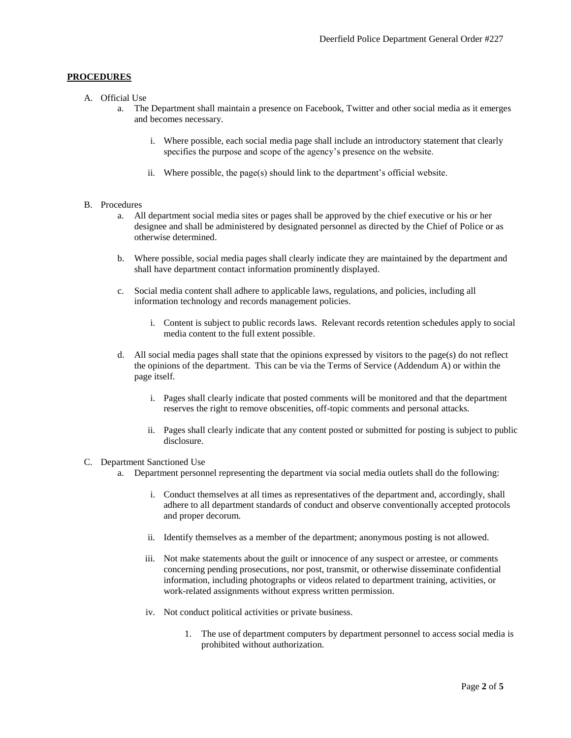**PROCEDURES**

A. Official Use

  a. The Department shall maintain a presence on Facebook, Twitter and other social media as it emerges and becomes necessary.

    i. Where possible, each social media page shall include an introductory statement that clearly specifies the purpose and scope of the agency's presence on the website.

    ii. Where possible, the page(s) should link to the department's official website.

B. Procedures

  a. All department social media sites or pages shall be approved by the chief executive or his or her designee and shall be administered by designated personnel as directed by the Chief of Police or as otherwise determined.

  b. Where possible, social media pages shall clearly indicate they are maintained by the department and shall have department contact information prominently displayed.

  c. Social media content shall adhere to applicable laws, regulations, and policies, including all information technology and records management policies.

    i. Content is subject to public records laws. Relevant records retention schedules apply to social media content to the full extent possible.

  d. All social media pages shall state that the opinions expressed by visitors to the page(s) do not reflect the opinions of the department. This can be via the Terms of Service (Addendum A) or within the page itself.

    i. Pages shall clearly indicate that posted comments will be monitored and that the department reserves the right to remove obscenities, off-topic comments and personal attacks.

    ii. Pages shall clearly indicate that any content posted or submitted for posting is subject to public disclosure.

C. Department Sanctioned Use

  a. Department personnel representing the department via social media outlets shall do the following:

    i. Conduct themselves at all times as representatives of the department and, accordingly, shall adhere to all department standards of conduct and observe conventionally accepted protocols and proper decorum.

    ii. Identify themselves as a member of the department; anonymous posting is not allowed.

    iii. Not make statements about the guilt or innocence of any suspect or arrestee, or comments concerning pending prosecutions, nor post, transmit, or otherwise disseminate confidential information, including photographs or videos related to department training, activities, or work-related assignments without express written permission.

    iv. Not conduct political activities or private business.

      1. The use of department computers by department personnel to access social media is prohibited without authorization.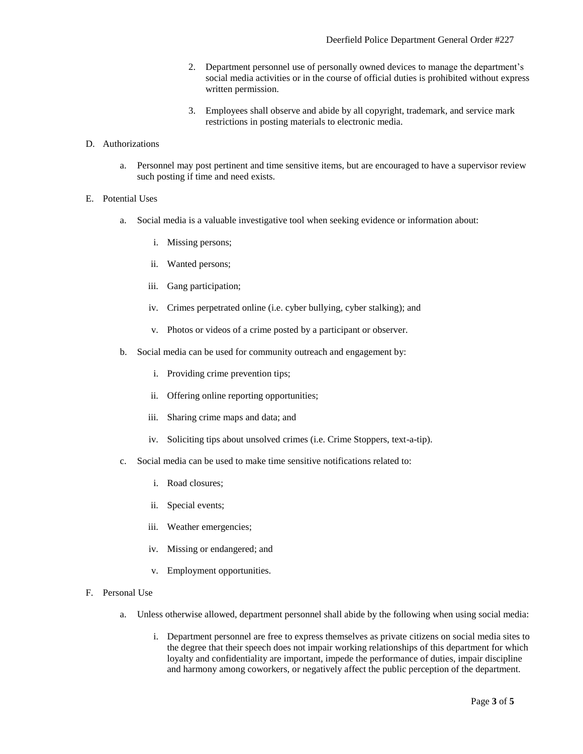2. Department personnel use of personally owned devices to manage the department's social media activities or in the course of official duties is prohibited without express written permission.

3. Employees shall observe and abide by all copyright, trademark, and service mark restrictions in posting materials to electronic media.

D. Authorizations

   a. Personnel may post pertinent and time sensitive items, but are encouraged to have a supervisor review such posting if time and need exists.

E. Potential Uses

   a. Social media is a valuable investigative tool when seeking evidence or information about:

      i. Missing persons;

      ii. Wanted persons;

      iii. Gang participation;

      iv. Crimes perpetrated online (i.e. cyber bullying, cyber stalking); and

      v. Photos or videos of a crime posted by a participant or observer.

   b. Social media can be used for community outreach and engagement by:

      i. Providing crime prevention tips;

      ii. Offering online reporting opportunities;

      iii. Sharing crime maps and data; and

      iv. Soliciting tips about unsolved crimes (i.e. Crime Stoppers, text-a-tip).

   c. Social media can be used to make time sensitive notifications related to:

      i. Road closures;

      ii. Special events;

      iii. Weather emergencies;

      iv. Missing or endangered; and

      v. Employment opportunities.

F. Personal Use

   a. Unless otherwise allowed, department personnel shall abide by the following when using social media:

      i. Department personnel are free to express themselves as private citizens on social media sites to the degree that their speech does not impair working relationships of this department for which loyalty and confidentiality are important, impede the performance of duties, impair discipline and harmony among coworkers, or negatively affect the public perception of the department.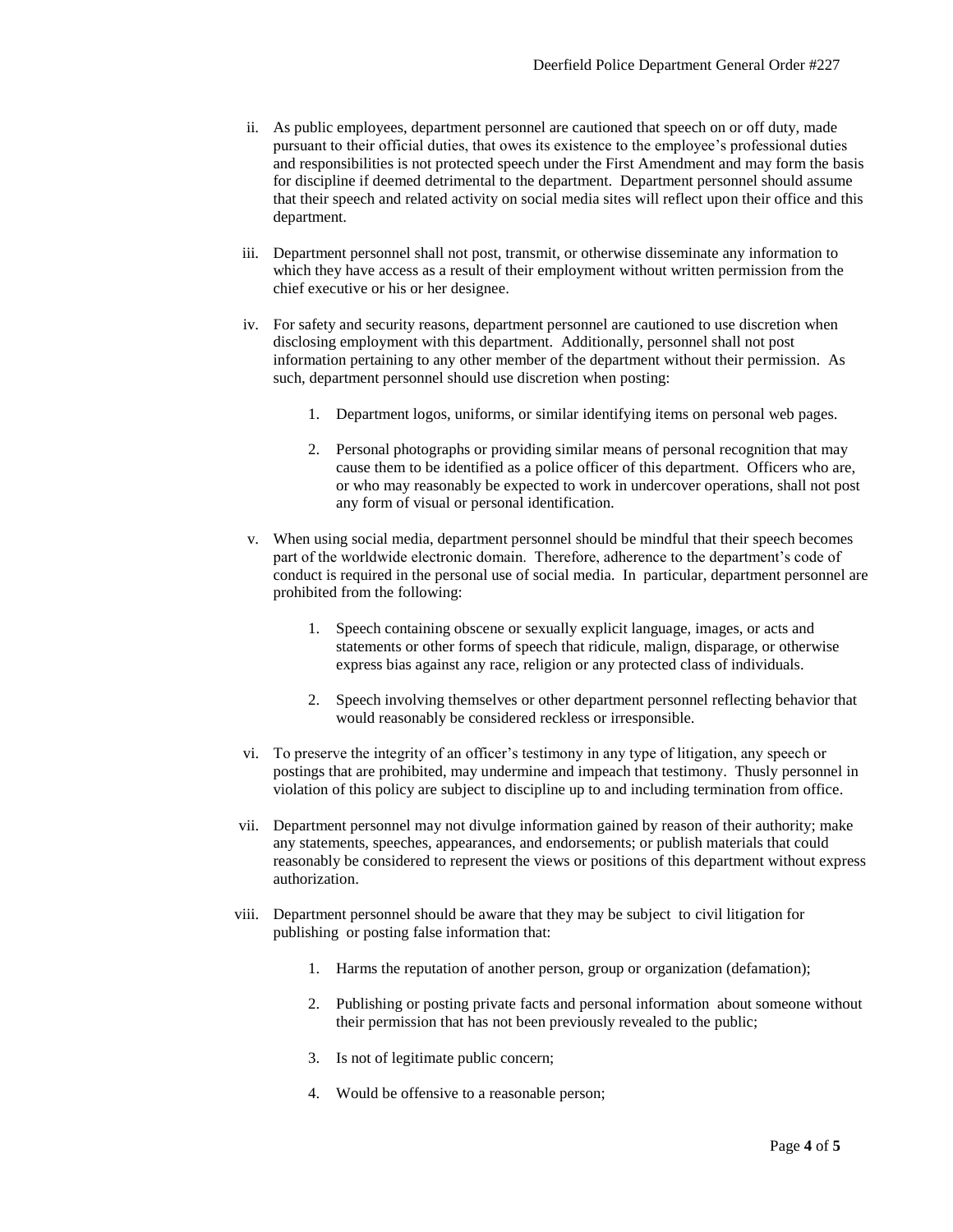ii. As public employees, department personnel are cautioned that speech on or off duty, made pursuant to their official duties, that owes its existence to the employee's professional duties and responsibilities is not protected speech under the First Amendment and may form the basis for discipline if deemed detrimental to the department. Department personnel should assume that their speech and related activity on social media sites will reflect upon their office and this department.

iii. Department personnel shall not post, transmit, or otherwise disseminate any information to which they have access as a result of their employment without written permission from the chief executive or his or her designee.

iv. For safety and security reasons, department personnel are cautioned to use discretion when disclosing employment with this department. Additionally, personnel shall not post information pertaining to any other member of the department without their permission. As such, department personnel should use discretion when posting:

1. Department logos, uniforms, or similar identifying items on personal web pages.

2. Personal photographs or providing similar means of personal recognition that may cause them to be identified as a police officer of this department. Officers who are, or who may reasonably be expected to work in undercover operations, shall not post any form of visual or personal identification.

v. When using social media, department personnel should be mindful that their speech becomes part of the worldwide electronic domain. Therefore, adherence to the department's code of conduct is required in the personal use of social media. In particular, department personnel are prohibited from the following:

1. Speech containing obscene or sexually explicit language, images, or acts and statements or other forms of speech that ridicule, malign, disparage, or otherwise express bias against any race, religion or any protected class of individuals.

2. Speech involving themselves or other department personnel reflecting behavior that would reasonably be considered reckless or irresponsible.

vi. To preserve the integrity of an officer's testimony in any type of litigation, any speech or postings that are prohibited, may undermine and impeach that testimony. Thusly personnel in violation of this policy are subject to discipline up to and including termination from office.

vii. Department personnel may not divulge information gained by reason of their authority; make any statements, speeches, appearances, and endorsements; or publish materials that could reasonably be considered to represent the views or positions of this department without express authorization.

viii. Department personnel should be aware that they may be subject to civil litigation for publishing or posting false information that:

1. Harms the reputation of another person, group or organization (defamation);

2. Publishing or posting private facts and personal information about someone without their permission that has not been previously revealed to the public;

3. Is not of legitimate public concern;

4. Would be offensive to a reasonable person;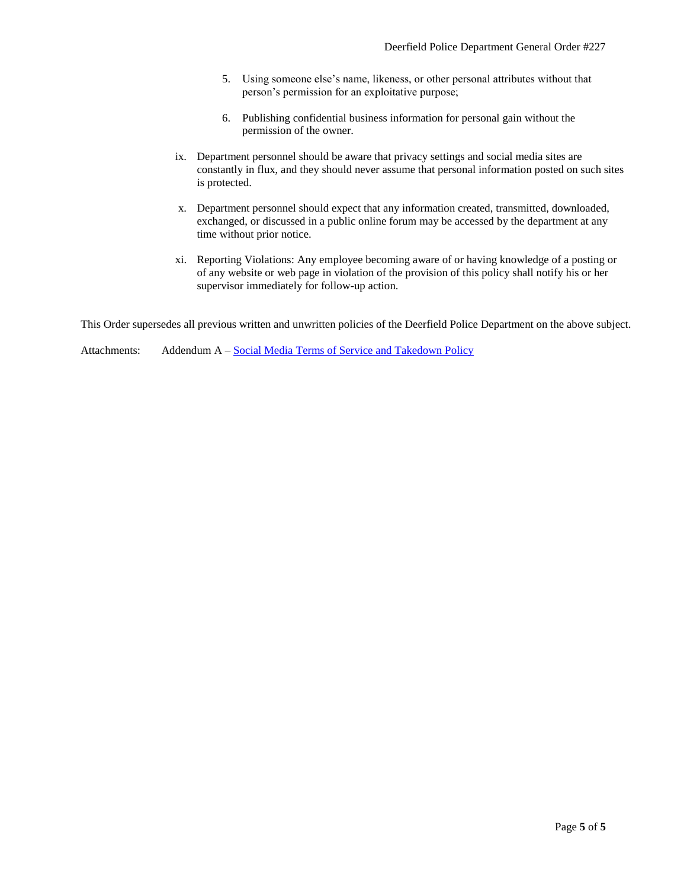5. Using someone else's name, likeness, or other personal attributes without that person's permission for an exploitative purpose;

6. Publishing confidential business information for personal gain without the permission of the owner.

ix. Department personnel should be aware that privacy settings and social media sites are constantly in flux, and they should never assume that personal information posted on such sites is protected.

x. Department personnel should expect that any information created, transmitted, downloaded, exchanged, or discussed in a public online forum may be accessed by the department at any time without prior notice.

xi. Reporting Violations: Any employee becoming aware of or having knowledge of a posting or of any website or web page in violation of the provision of this policy shall notify his or her supervisor immediately for follow-up action.

This Order supersedes all previous written and unwritten policies of the Deerfield Police Department on the above subject.

Attachments: Addendum A – Social Media Terms of Service and Takedown Policy